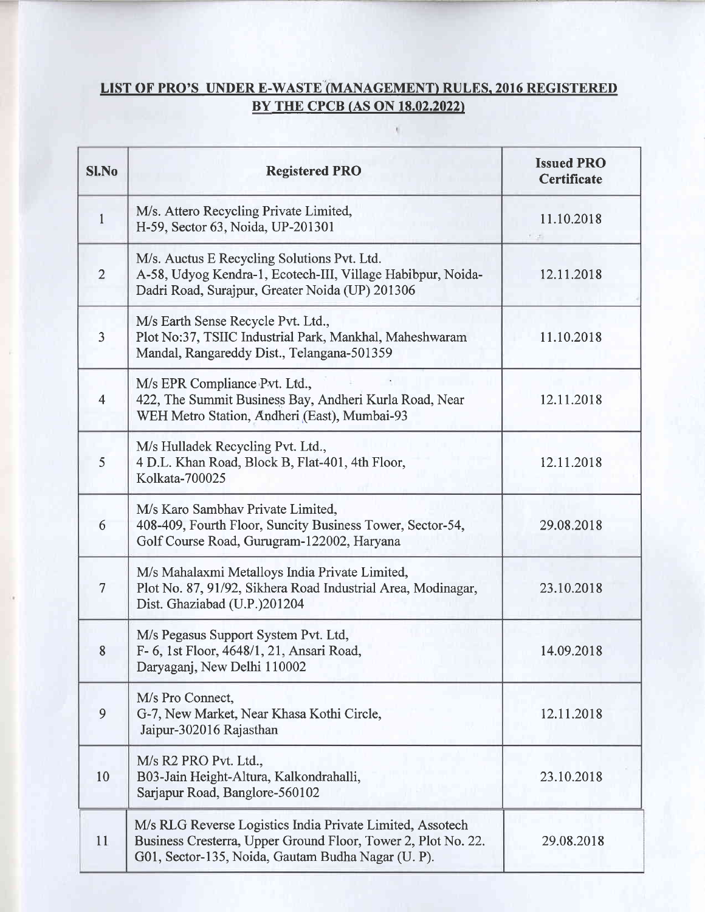## LIST OF PRO'S UNDER E-WASTE (MANAGEMENT) RULES, 2016 REGISTERED BY THE CPCB (AS ON 18.02.2022)

| Sl.No | Registered PRO | Issued PRO Certificate |
|---|---|---|
| 1 | M/s. Attero Recycling Private Limited, H-59, Sector 63, Noida, UP-201301 | 11.10.2018 |
| 2 | M/s. Auctus E Recycling Solutions Pvt. Ltd. A-58, Udyog Kendra-1, Ecotech-III, Village Habibpur, Noida-Dadri Road, Surajpur, Greater Noida (UP) 201306 | 12.11.2018 |
| 3 | M/s Earth Sense Recycle Pvt. Ltd., Plot No:37, TSIIC Industrial Park, Mankhal, Maheshwaram Mandal, Rangareddy Dist., Telangana-501359 | 11.10.2018 |
| 4 | M/s EPR Compliance Pvt. Ltd., 422, The Summit Business Bay, Andheri Kurla Road, Near WEH Metro Station, Andheri (East), Mumbai-93 | 12.11.2018 |
| 5 | M/s Hulladek Recycling Pvt. Ltd., 4 D.L. Khan Road, Block B, Flat-401, 4th Floor, Kolkata-700025 | 12.11.2018 |
| 6 | M/s Karo Sambhav Private Limited, 408-409, Fourth Floor, Suncity Business Tower, Sector-54, Golf Course Road, Gurugram-122002, Haryana | 29.08.2018 |
| 7 | M/s Mahalaxmi Metalloys India Private Limited, Plot No. 87, 91/92, Sikhera Road Industrial Area, Modinagar, Dist. Ghaziabad (U.P.)201204 | 23.10.2018 |
| 8 | M/s Pegasus Support System Pvt. Ltd, F- 6, 1st Floor, 4648/1, 21, Ansari Road, Daryaganj, New Delhi 110002 | 14.09.2018 |
| 9 | M/s Pro Connect, G-7, New Market, Near Khasa Kothi Circle, Jaipur-302016 Rajasthan | 12.11.2018 |
| 10 | M/s R2 PRO Pvt. Ltd., B03-Jain Height-Altura, Kalkondrahalli, Sarjapur Road, Banglore-560102 | 23.10.2018 |
| 11 | M/s RLG Reverse Logistics India Private Limited, Assotech Business Cresterra, Upper Ground Floor, Tower 2, Plot No. 22. G01, Sector-135, Noida, Gautam Budha Nagar (U. P). | 29.08.2018 |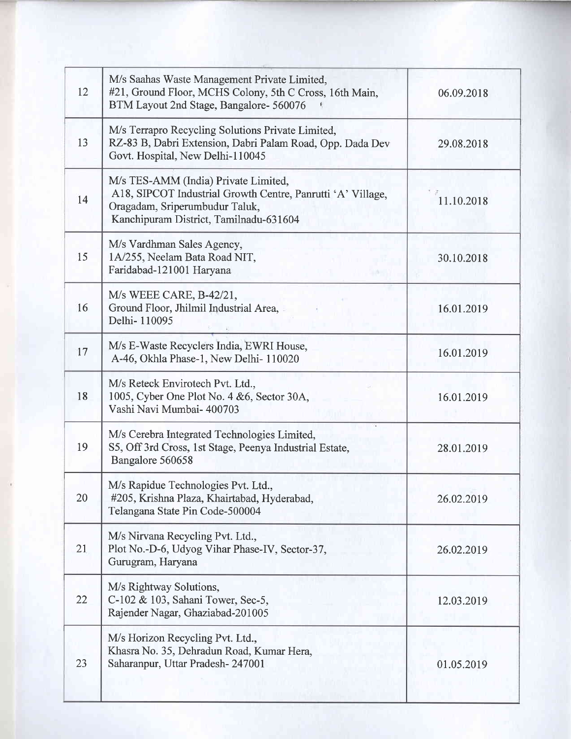| | | |
|---|---|---|
| 12 | M/s Saahas Waste Management Private Limited, #21, Ground Floor, MCHS Colony, 5th C Cross, 16th Main, BTM Layout 2nd Stage, Bangalore- 560076 | 06.09.2018 |
| 13 | M/s Terrapro Recycling Solutions Private Limited, RZ-83 B, Dabri Extension, Dabri Palam Road, Opp. Dada Dev Govt. Hospital, New Delhi-110045 | 29.08.2018 |
| 14 | M/s TES-AMM (India) Private Limited, A18, SIPCOT Industrial Growth Centre, Panrutti 'A' Village, Oragadam, Sriperumbudur Taluk, Kanchipuram District, Tamilnadu-631604 | 11.10.2018 |
| 15 | M/s Vardhman Sales Agency, 1A/255, Neelam Bata Road NIT, Faridabad-121001 Haryana | 30.10.2018 |
| 16 | M/s WEEE CARE, B-42/21, Ground Floor, Jhilmil Industrial Area, Delhi- 110095 | 16.01.2019 |
| 17 | M/s E-Waste Recyclers India, EWRI House, A-46, Okhla Phase-1, New Delhi- 110020 | 16.01.2019 |
| 18 | M/s Reteck Envirotech Pvt. Ltd., 1005, Cyber One Plot No. 4 &6, Sector 30A, Vashi Navi Mumbai- 400703 | 16.01.2019 |
| 19 | M/s Cerebra Integrated Technologies Limited, S5, Off 3rd Cross, 1st Stage, Peenya Industrial Estate, Bangalore 560658 | 28.01.2019 |
| 20 | M/s Rapidue Technologies Pvt. Ltd., #205, Krishna Plaza, Khairtabad, Hyderabad, Telangana State Pin Code-500004 | 26.02.2019 |
| 21 | M/s Nirvana Recycling Pvt. Ltd., Plot No.-D-6, Udyog Vihar Phase-IV, Sector-37, Gurugram, Haryana | 26.02.2019 |
| 22 | M/s Rightway Solutions, C-102 & 103, Sahani Tower, Sec-5, Rajender Nagar, Ghaziabad-201005 | 12.03.2019 |
| 23 | M/s Horizon Recycling Pvt. Ltd., Khasra No. 35, Dehradun Road, Kumar Hera, Saharanpur, Uttar Pradesh- 247001 | 01.05.2019 |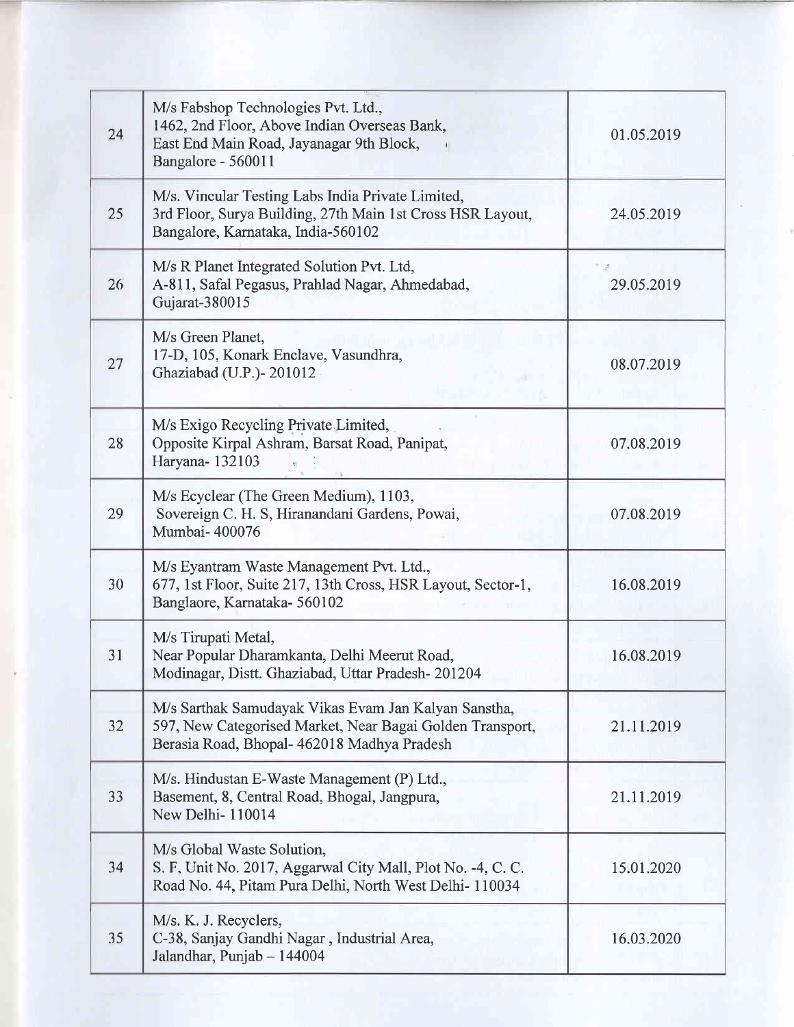| | | |
|---|---|---|
| 24 | M/s Fabshop Technologies Pvt. Ltd., 1462, 2nd Floor, Above Indian Overseas Bank, East End Main Road, Jayanagar 9th Block, Bangalore - 560011 | 01.05.2019 |
| 25 | M/s. Vincular Testing Labs India Private Limited, 3rd Floor, Surya Building, 27th Main 1st Cross HSR Layout, Bangalore, Karnataka, India-560102 | 24.05.2019 |
| 26 | M/s R Planet Integrated Solution Pvt. Ltd, A-811, Safal Pegasus, Prahlad Nagar, Ahmedabad, Gujarat-380015 | 29.05.2019 |
| 27 | M/s Green Planet, 17-D, 105, Konark Enclave, Vasundhra, Ghaziabad (U.P.)- 201012 | 08.07.2019 |
| 28 | M/s Exigo Recycling Private Limited, Opposite Kirpal Ashram, Barsat Road, Panipat, Haryana- 132103 | 07.08.2019 |
| 29 | M/s Ecyclear (The Green Medium), 1103, Sovereign C. H. S, Hiranandani Gardens, Powai, Mumbai- 400076 | 07.08.2019 |
| 30 | M/s Eyantram Waste Management Pvt. Ltd., 677, 1st Floor, Suite 217, 13th Cross, HSR Layout, Sector-1, Banglaore, Karnataka- 560102 | 16.08.2019 |
| 31 | M/s Tirupati Metal, Near Popular Dharamkanta, Delhi Meerut Road, Modinagar, Distt. Ghaziabad, Uttar Pradesh- 201204 | 16.08.2019 |
| 32 | M/s Sarthak Samudayak Vikas Evam Jan Kalyan Sanstha, 597, New Categorised Market, Near Bagai Golden Transport, Berasia Road, Bhopal- 462018 Madhya Pradesh | 21.11.2019 |
| 33 | M/s. Hindustan E-Waste Management (P) Ltd., Basement, 8, Central Road, Bhogal, Jangpura, New Delhi- 110014 | 21.11.2019 |
| 34 | M/s Global Waste Solution, S. F, Unit No. 2017, Aggarwal City Mall, Plot No. -4, C. C. Road No. 44, Pitam Pura Delhi, North West Delhi- 110034 | 15.01.2020 |
| 35 | M/s. K. J. Recyclers, C-38, Sanjay Gandhi Nagar , Industrial Area, Jalandhar, Punjab – 144004 | 16.03.2020 |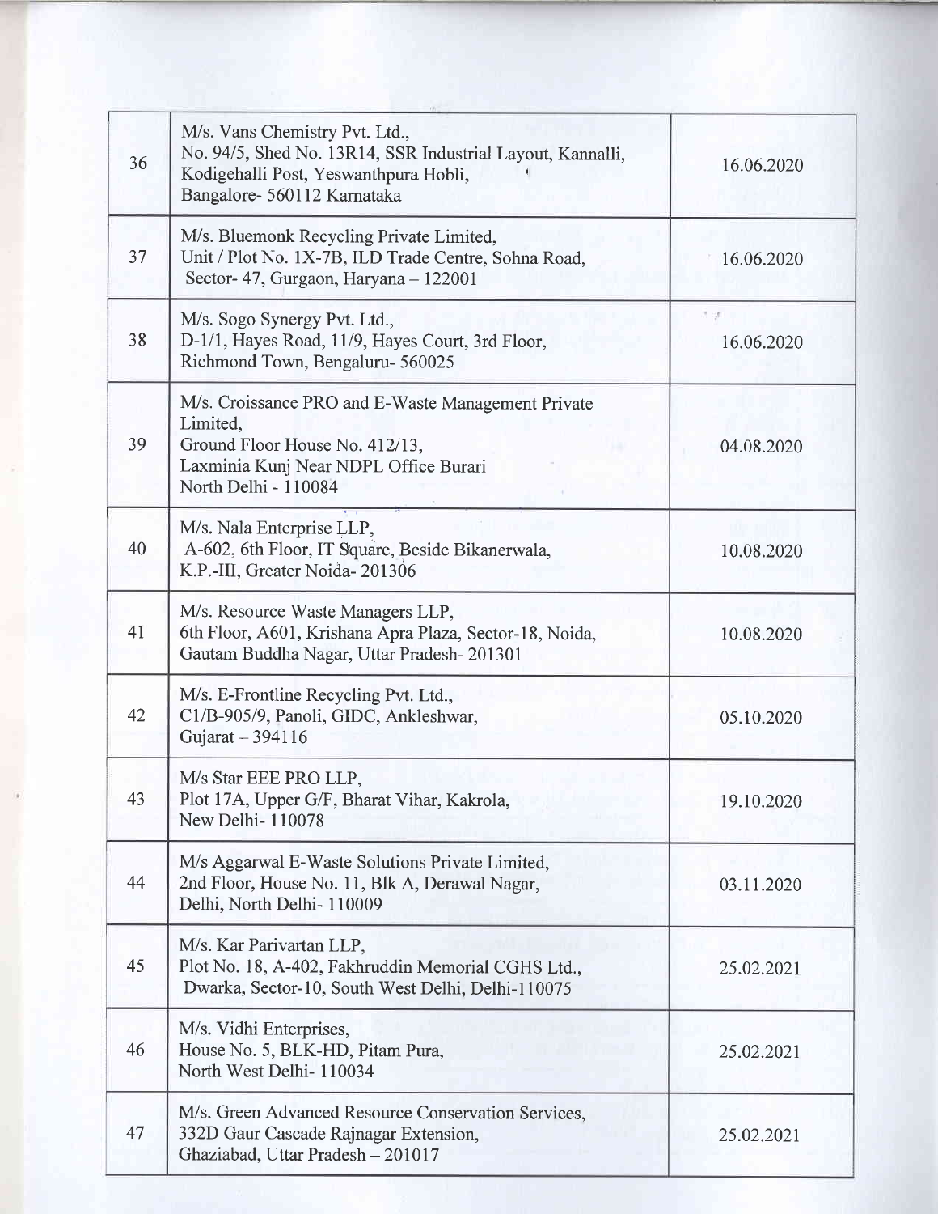| | | |
|---|---|---|
| 36 | M/s. Vans Chemistry Pvt. Ltd.,<br>No. 94/5, Shed No. 13R14, SSR Industrial Layout, Kannalli, Kodigehalli Post, Yeswanthpura Hobli,<br>Bangalore- 560112 Karnataka | 16.06.2020 |
| 37 | M/s. Bluemonk Recycling Private Limited,<br>Unit / Plot No. 1X-7B, ILD Trade Centre, Sohna Road,<br>Sector- 47, Gurgaon, Haryana – 122001 | 16.06.2020 |
| 38 | M/s. Sogo Synergy Pvt. Ltd.,<br>D-1/1, Hayes Road, 11/9, Hayes Court, 3rd Floor,<br>Richmond Town, Bengaluru- 560025 | 16.06.2020 |
| 39 | M/s. Croissance PRO and E-Waste Management Private Limited,<br>Ground Floor House No. 412/13,<br>Laxminia Kunj Near NDPL Office Burari<br>North Delhi - 110084 | 04.08.2020 |
| 40 | M/s. Nala Enterprise LLP,<br>A-602, 6th Floor, IT Square, Beside Bikanerwala,<br>K.P.-III, Greater Noida- 201306 | 10.08.2020 |
| 41 | M/s. Resource Waste Managers LLP,<br>6th Floor, A601, Krishana Apra Plaza, Sector-18, Noida,<br>Gautam Buddha Nagar, Uttar Pradesh- 201301 | 10.08.2020 |
| 42 | M/s. E-Frontline Recycling Pvt. Ltd.,<br>C1/B-905/9, Panoli, GIDC, Ankleshwar,<br>Gujarat – 394116 | 05.10.2020 |
| 43 | M/s Star EEE PRO LLP,<br>Plot 17A, Upper G/F, Bharat Vihar, Kakrola,<br>New Delhi- 110078 | 19.10.2020 |
| 44 | M/s Aggarwal E-Waste Solutions Private Limited,<br>2nd Floor, House No. 11, Blk A, Derawal Nagar,<br>Delhi, North Delhi- 110009 | 03.11.2020 |
| 45 | M/s. Kar Parivartan LLP,<br>Plot No. 18, A-402, Fakhruddin Memorial CGHS Ltd.,<br>Dwarka, Sector-10, South West Delhi, Delhi-110075 | 25.02.2021 |
| 46 | M/s. Vidhi Enterprises,<br>House No. 5, BLK-HD, Pitam Pura,<br>North West Delhi- 110034 | 25.02.2021 |
| 47 | M/s. Green Advanced Resource Conservation Services,<br>332D Gaur Cascade Rajnagar Extension,<br>Ghaziabad, Uttar Pradesh – 201017 | 25.02.2021 |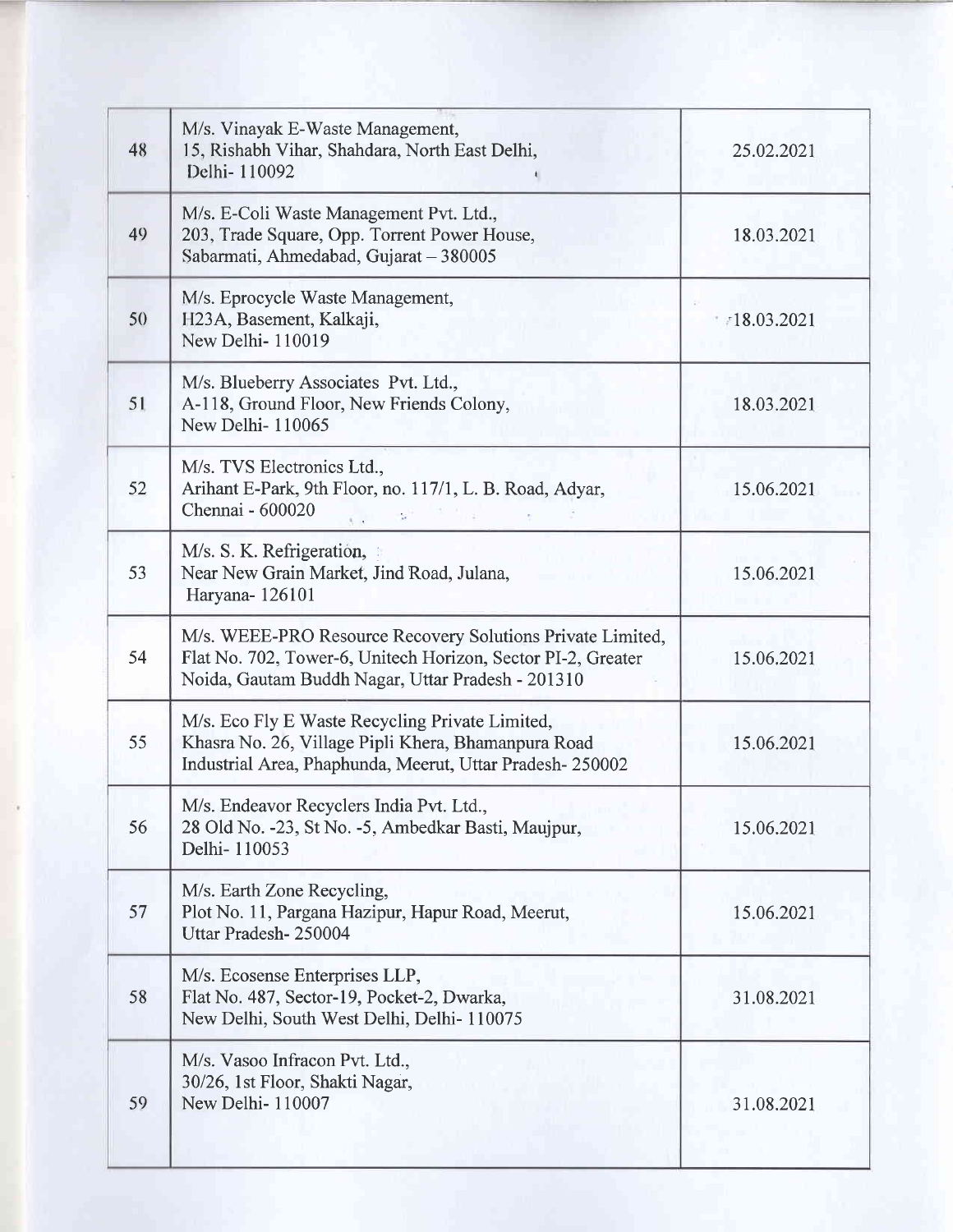| | | |
|---|---|---|
| 48 | M/s. Vinayak E-Waste Management,<br>15, Rishabh Vihar, Shahdara, North East Delhi,<br>Delhi- 110092 | 25.02.2021 |
| 49 | M/s. E-Coli Waste Management Pvt. Ltd.,<br>203, Trade Square, Opp. Torrent Power House,<br>Sabarmati, Ahmedabad, Gujarat – 380005 | 18.03.2021 |
| 50 | M/s. Eprocycle Waste Management,<br>H23A, Basement, Kalkaji,<br>New Delhi- 110019 | 18.03.2021 |
| 51 | M/s. Blueberry Associates Pvt. Ltd.,<br>A-118, Ground Floor, New Friends Colony,<br>New Delhi- 110065 | 18.03.2021 |
| 52 | M/s. TVS Electronics Ltd.,<br>Arihant E-Park, 9th Floor, no. 117/1, L. B. Road, Adyar,<br>Chennai - 600020 | 15.06.2021 |
| 53 | M/s. S. K. Refrigeration,<br>Near New Grain Market, Jind Road, Julana,<br>Haryana- 126101 | 15.06.2021 |
| 54 | M/s. WEEE-PRO Resource Recovery Solutions Private Limited,<br>Flat No. 702, Tower-6, Unitech Horizon, Sector PI-2, Greater Noida, Gautam Buddh Nagar, Uttar Pradesh - 201310 | 15.06.2021 |
| 55 | M/s. Eco Fly E Waste Recycling Private Limited,<br>Khasra No. 26, Village Pipli Khera, Bhamanpura Road Industrial Area, Phaphunda, Meerut, Uttar Pradesh- 250002 | 15.06.2021 |
| 56 | M/s. Endeavor Recyclers India Pvt. Ltd.,<br>28 Old No. -23, St No. -5, Ambedkar Basti, Maujpur,<br>Delhi- 110053 | 15.06.2021 |
| 57 | M/s. Earth Zone Recycling,<br>Plot No. 11, Pargana Hazipur, Hapur Road, Meerut,<br>Uttar Pradesh- 250004 | 15.06.2021 |
| 58 | M/s. Ecosense Enterprises LLP,<br>Flat No. 487, Sector-19, Pocket-2, Dwarka,<br>New Delhi, South West Delhi, Delhi- 110075 | 31.08.2021 |
| 59 | M/s. Vasoo Infracon Pvt. Ltd.,<br>30/26, 1st Floor, Shakti Nagar,<br>New Delhi- 110007 | 31.08.2021 |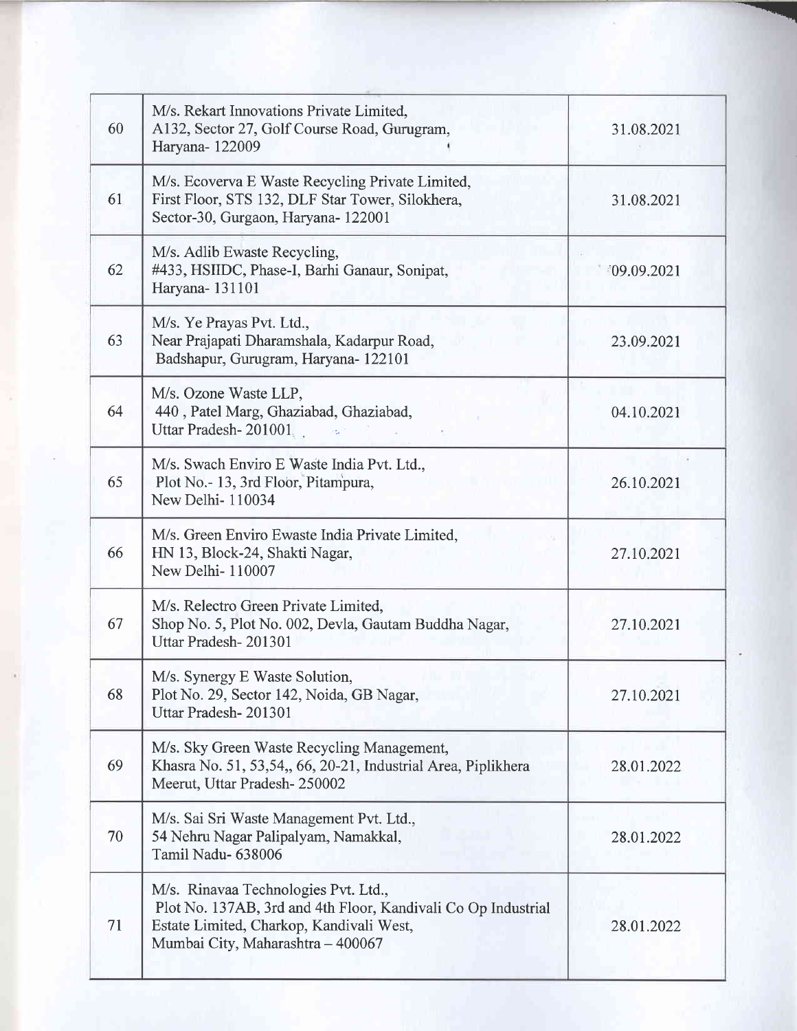| | | |
|---|---|---|
| 60 | M/s. Rekart Innovations Private Limited, A132, Sector 27, Golf Course Road, Gurugram, Haryana- 122009 | 31.08.2021 |
| 61 | M/s. Ecoverva E Waste Recycling Private Limited, First Floor, STS 132, DLF Star Tower, Silokhera, Sector-30, Gurgaon, Haryana- 122001 | 31.08.2021 |
| 62 | M/s. Adlib Ewaste Recycling, #433, HSIIDC, Phase-I, Barhi Ganaur, Sonipat, Haryana- 131101 | 09.09.2021 |
| 63 | M/s. Ye Prayas Pvt. Ltd., Near Prajapati Dharamshala, Kadarpur Road, Badshapur, Gurugram, Haryana- 122101 | 23.09.2021 |
| 64 | M/s. Ozone Waste LLP, 440 , Patel Marg, Ghaziabad, Ghaziabad, Uttar Pradesh- 201001 | 04.10.2021 |
| 65 | M/s. Swach Enviro E Waste India Pvt. Ltd., Plot No.- 13, 3rd Floor, Pitampura, New Delhi- 110034 | 26.10.2021 |
| 66 | M/s. Green Enviro Ewaste India Private Limited, HN 13, Block-24, Shakti Nagar, New Delhi- 110007 | 27.10.2021 |
| 67 | M/s. Relectro Green Private Limited, Shop No. 5, Plot No. 002, Devla, Gautam Buddha Nagar, Uttar Pradesh- 201301 | 27.10.2021 |
| 68 | M/s. Synergy E Waste Solution, Plot No. 29, Sector 142, Noida, GB Nagar, Uttar Pradesh- 201301 | 27.10.2021 |
| 69 | M/s. Sky Green Waste Recycling Management, Khasra No. 51, 53,54,, 66, 20-21, Industrial Area, Piplikhera Meerut, Uttar Pradesh- 250002 | 28.01.2022 |
| 70 | M/s. Sai Sri Waste Management Pvt. Ltd., 54 Nehru Nagar Palipalyam, Namakkal, Tamil Nadu- 638006 | 28.01.2022 |
| 71 | M/s. Rinavaa Technologies Pvt. Ltd., Plot No. 137AB, 3rd and 4th Floor, Kandivali Co Op Industrial Estate Limited, Charkop, Kandivali West, Mumbai City, Maharashtra – 400067 | 28.01.2022 |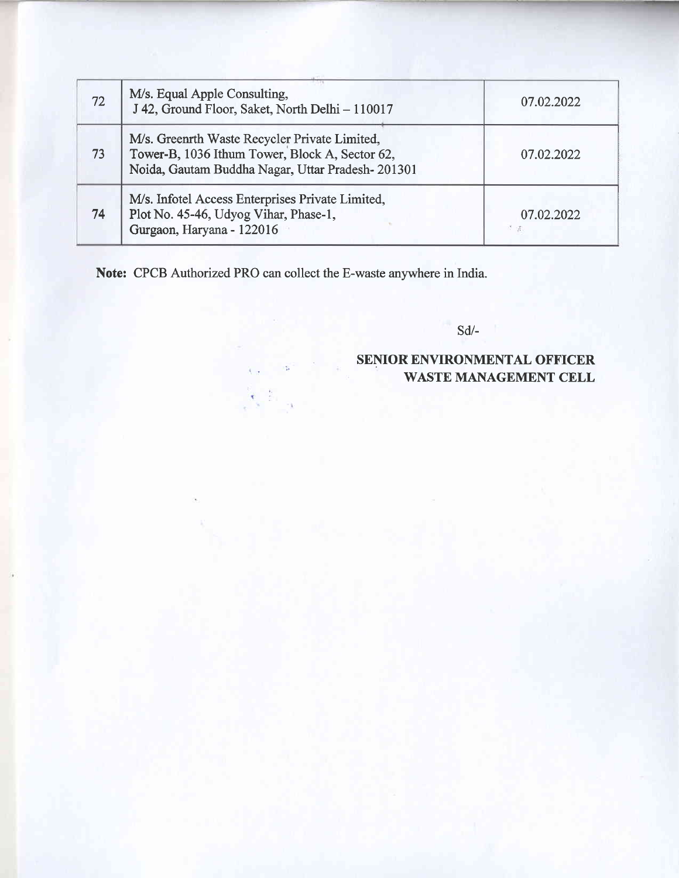| | | |
|---|---|---|
| 72 | M/s. Equal Apple Consulting, J 42, Ground Floor, Saket, North Delhi – 110017 | 07.02.2022 |
| 73 | M/s. Greenrth Waste Recycler Private Limited, Tower-B, 1036 Ithum Tower, Block A, Sector 62, Noida, Gautam Buddha Nagar, Uttar Pradesh- 201301 | 07.02.2022 |
| 74 | M/s. Infotel Access Enterprises Private Limited, Plot No. 45-46, Udyog Vihar, Phase-1, Gurgaon, Haryana - 122016 | 07.02.2022 |

**Note:** CPCB Authorized PRO can collect the E-waste anywhere in India.

Sd/-

**SENIOR ENVIRONMENTAL OFFICER**
**WASTE MANAGEMENT CELL**